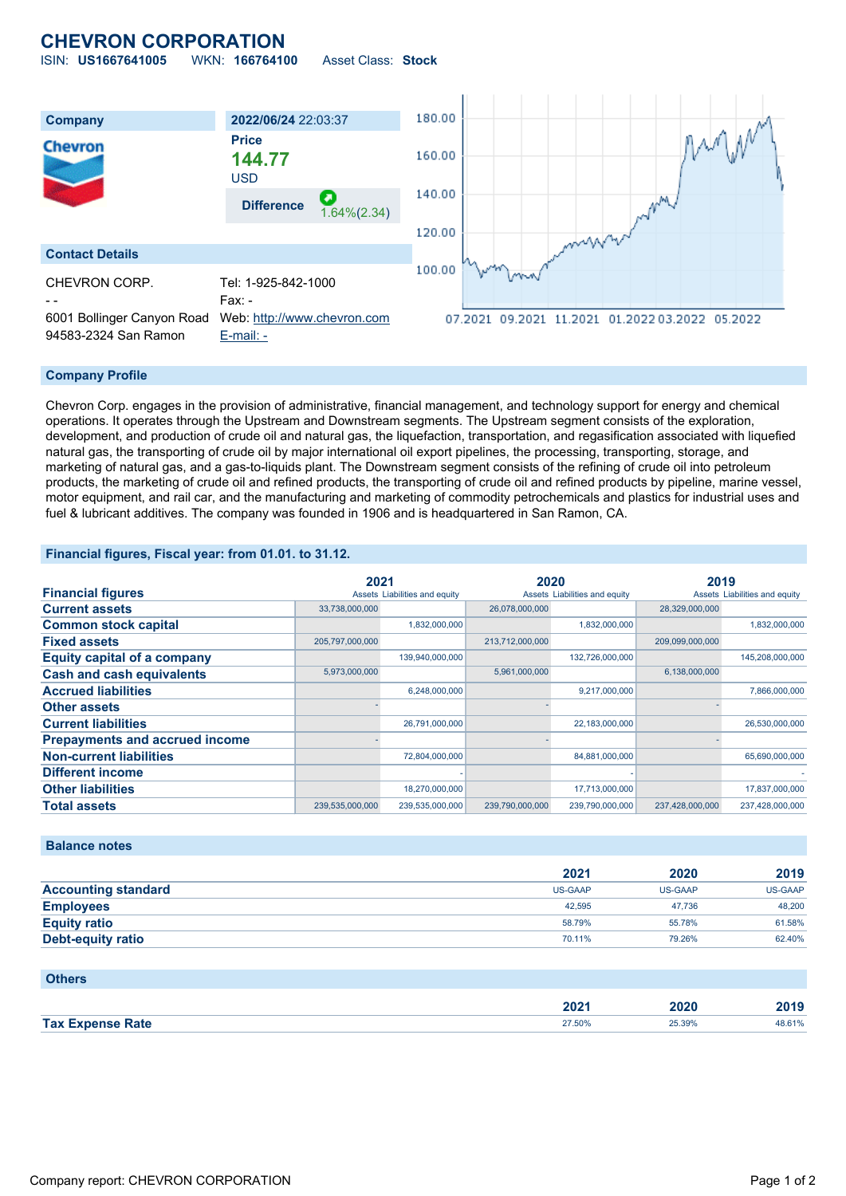# CHEVRON CORPORATION

ISIN: **US1667641005** WKN: **166764100** Asset Class: **Stock**

| Company | 2022/06/24 22:03:37 |
|---|---|
| Chevron | Price |
| | **144.77** |
| | USD |
| | **Difference** 1.64%(2.34) |

## Contact Details

| | |
|---|---|
| CHEVRON CORP. | Tel: 1-925-842-1000 |
| - - | Fax: - |
| 6001 Bollinger Canyon Road | Web: http://www.chevron.com |
| 94583-2324 San Ramon | E-mail: - |

## Company Profile

Chevron Corp. engages in the provision of administrative, financial management, and technology support for energy and chemical operations. It operates through the Upstream and Downstream segments. The Upstream segment consists of the exploration, development, and production of crude oil and natural gas, the liquefaction, transportation, and regasification associated with liquefied natural gas, the transporting of crude oil by major international oil export pipelines, the processing, transporting, storage, and marketing of natural gas, and a gas-to-liquids plant. The Downstream segment consists of the refining of crude oil into petroleum products, the marketing of crude oil and refined products, the transporting of crude oil and refined products by pipeline, marine vessel, motor equipment, and rail car, and the manufacturing and marketing of commodity petrochemicals and plastics for industrial uses and fuel & lubricant additives. The company was founded in 1906 and is headquartered in San Ramon, CA.

## Financial figures, Fiscal year: from 01.01. to 31.12.

| Financial figures | 2021 | | 2020 | | 2019 | |
|---|---|---|---|---|---|---|
| | Assets | Liabilities and equity | Assets | Liabilities and equity | Assets | Liabilities and equity |
| **Current assets** | 33,738,000,000 | | 26,078,000,000 | | 28,329,000,000 | |
| **Common stock capital** | | 1,832,000,000 | | 1,832,000,000 | | 1,832,000,000 |
| **Fixed assets** | 205,797,000,000 | | 213,712,000,000 | | 209,099,000,000 | |
| **Equity capital of a company** | | 139,940,000,000 | | 132,726,000,000 | | 145,208,000,000 |
| **Cash and cash equivalents** | 5,973,000,000 | | 5,961,000,000 | | 6,138,000,000 | |
| **Accrued liabilities** | | 6,248,000,000 | | 9,217,000,000 | | 7,866,000,000 |
| **Other assets** | - | | - | | - | |
| **Current liabilities** | | 26,791,000,000 | | 22,183,000,000 | | 26,530,000,000 |
| **Prepayments and accrued income** | - | | - | | - | |
| **Non-current liabilities** | | 72,804,000,000 | | 84,881,000,000 | | 65,690,000,000 |
| **Different income** | | - | | - | | - |
| **Other liabilities** | | 18,270,000,000 | | 17,713,000,000 | | 17,837,000,000 |
| **Total assets** | 239,535,000,000 | 239,535,000,000 | 239,790,000,000 | 239,790,000,000 | 237,428,000,000 | 237,428,000,000 |

## Balance notes

| | 2021 | 2020 | 2019 |
|---|---|---|---|
| **Accounting standard** | US-GAAP | US-GAAP | US-GAAP |
| **Employees** | 42,595 | 47,736 | 48,200 |
| **Equity ratio** | 58.79% | 55.78% | 61.58% |
| **Debt-equity ratio** | 70.11% | 79.26% | 62.40% |

## Others

| | 2021 | 2020 | 2019 |
|---|---|---|---|
| **Tax Expense Rate** | 27.50% | 25.39% | 48.61% |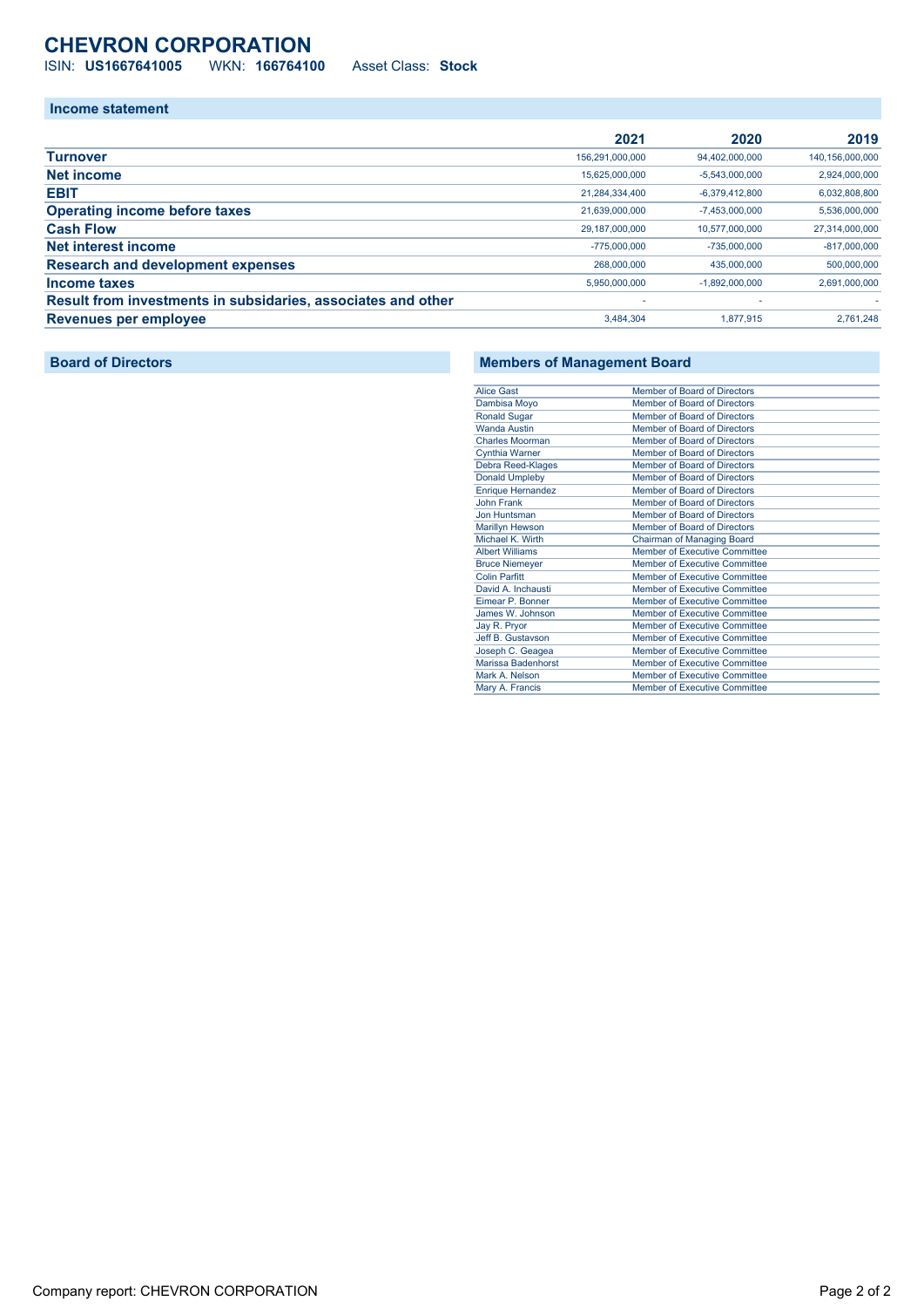# CHEVRON CORPORATION

ISIN: **US1667641005** WKN: **166764100** Asset Class: **Stock**

## Income statement

| | 2021 | 2020 | 2019 |
|---|---|---|---|
| **Turnover** | 156,291,000,000 | 94,402,000,000 | 140,156,000,000 |
| **Net income** | 15,625,000,000 | -5,543,000,000 | 2,924,000,000 |
| **EBIT** | 21,284,334,400 | -6,379,412,800 | 6,032,808,800 |
| **Operating income before taxes** | 21,639,000,000 | -7,453,000,000 | 5,536,000,000 |
| **Cash Flow** | 29,187,000,000 | 10,577,000,000 | 27,314,000,000 |
| **Net interest income** | -775,000,000 | -735,000,000 | -817,000,000 |
| **Research and development expenses** | 268,000,000 | 435,000,000 | 500,000,000 |
| **Income taxes** | 5,950,000,000 | -1,892,000,000 | 2,691,000,000 |
| **Result from investments in subsidaries, associates and other** | - | - | - |
| **Revenues per employee** | 3,484,304 | 1,877,915 | 2,761,248 |

## Board of Directors

## Members of Management Board

| | |
|---|---|
| Alice Gast | Member of Board of Directors |
| Dambisa Moyo | Member of Board of Directors |
| Ronald Sugar | Member of Board of Directors |
| Wanda Austin | Member of Board of Directors |
| Charles Moorman | Member of Board of Directors |
| Cynthia Warner | Member of Board of Directors |
| Debra Reed-Klages | Member of Board of Directors |
| Donald Umpleby | Member of Board of Directors |
| Enrique Hernandez | Member of Board of Directors |
| John Frank | Member of Board of Directors |
| Jon Huntsman | Member of Board of Directors |
| Marillyn Hewson | Member of Board of Directors |
| Michael K. Wirth | Chairman of Managing Board |
| Albert Williams | Member of Executive Committee |
| Bruce Niemeyer | Member of Executive Committee |
| Colin Parfitt | Member of Executive Committee |
| David A. Inchausti | Member of Executive Committee |
| Eimear P. Bonner | Member of Executive Committee |
| James W. Johnson | Member of Executive Committee |
| Jay R. Pryor | Member of Executive Committee |
| Jeff B. Gustavson | Member of Executive Committee |
| Joseph C. Geagea | Member of Executive Committee |
| Marissa Badenhorst | Member of Executive Committee |
| Mark A. Nelson | Member of Executive Committee |
| Mary A. Francis | Member of Executive Committee |